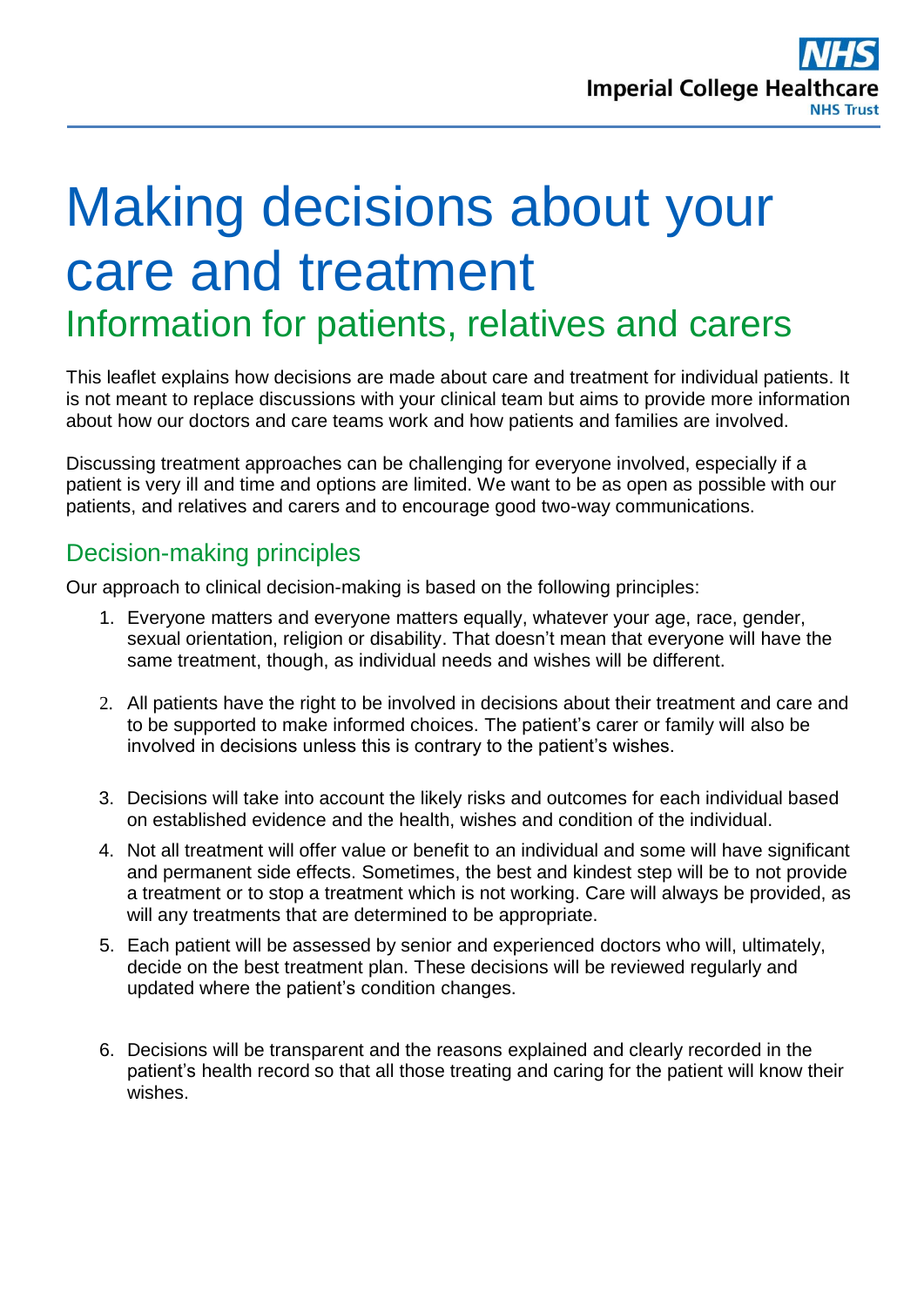# Making decisions about your care and treatment

## Information for patients, relatives and carers

This leaflet explains how decisions are made about care and treatment for individual patients. It is not meant to replace discussions with your clinical team but aims to provide more information about how our doctors and care teams work and how patients and families are involved.

Discussing treatment approaches can be challenging for everyone involved, especially if a patient is very ill and time and options are limited. We want to be as open as possible with our patients, and relatives and carers and to encourage good two-way communications.

## Decision-making principles

Our approach to clinical decision-making is based on the following principles:

1. Everyone matters and everyone matters equally, whatever your age, race, gender, sexual orientation, religion or disability. That doesn't mean that everyone will have the same treatment, though, as individual needs and wishes will be different.
2. All patients have the right to be involved in decisions about their treatment and care and to be supported to make informed choices. The patient's carer or family will also be involved in decisions unless this is contrary to the patient's wishes.
3. Decisions will take into account the likely risks and outcomes for each individual based on established evidence and the health, wishes and condition of the individual.
4. Not all treatment will offer value or benefit to an individual and some will have significant and permanent side effects. Sometimes, the best and kindest step will be to not provide a treatment or to stop a treatment which is not working. Care will always be provided, as will any treatments that are determined to be appropriate.
5. Each patient will be assessed by senior and experienced doctors who will, ultimately, decide on the best treatment plan. These decisions will be reviewed regularly and updated where the patient's condition changes.
6. Decisions will be transparent and the reasons explained and clearly recorded in the patient's health record so that all those treating and caring for the patient will know their wishes.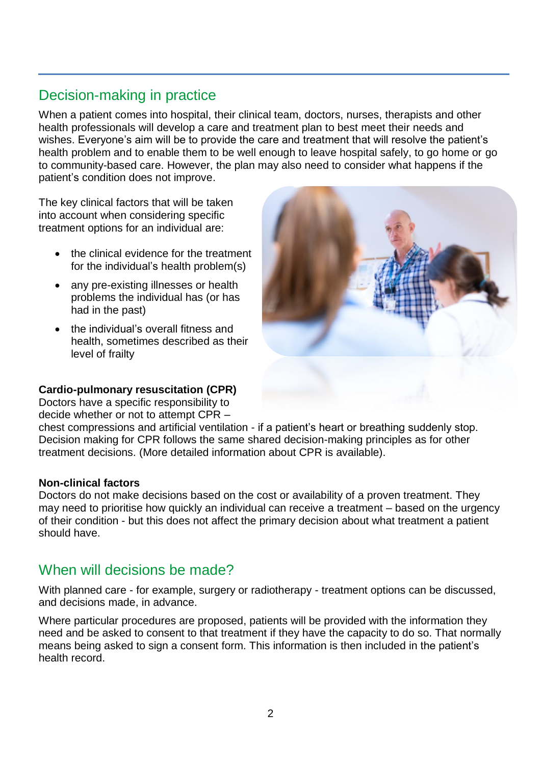## Decision-making in practice

When a patient comes into hospital, their clinical team, doctors, nurses, therapists and other health professionals will develop a care and treatment plan to best meet their needs and wishes. Everyone's aim will be to provide the care and treatment that will resolve the patient's health problem and to enable them to be well enough to leave hospital safely, to go home or go to community-based care. However, the plan may also need to consider what happens if the patient's condition does not improve.

The key clinical factors that will be taken into account when considering specific treatment options for an individual are:

- the clinical evidence for the treatment for the individual's health problem(s)
- any pre-existing illnesses or health problems the individual has (or has had in the past)
- the individual's overall fitness and health, sometimes described as their level of frailty

**Cardio-pulmonary resuscitation (CPR)**
Doctors have a specific responsibility to decide whether or not to attempt CPR – chest compressions and artificial ventilation - if a patient's heart or breathing suddenly stop. Decision making for CPR follows the same shared decision-making principles as for other treatment decisions. (More detailed information about CPR is available).

**Non-clinical factors**
Doctors do not make decisions based on the cost or availability of a proven treatment. They may need to prioritise how quickly an individual can receive a treatment – based on the urgency of their condition - but this does not affect the primary decision about what treatment a patient should have.

## When will decisions be made?

With planned care - for example, surgery or radiotherapy - treatment options can be discussed, and decisions made, in advance.

Where particular procedures are proposed, patients will be provided with the information they need and be asked to consent to that treatment if they have the capacity to do so. That normally means being asked to sign a consent form. This information is then included in the patient's health record.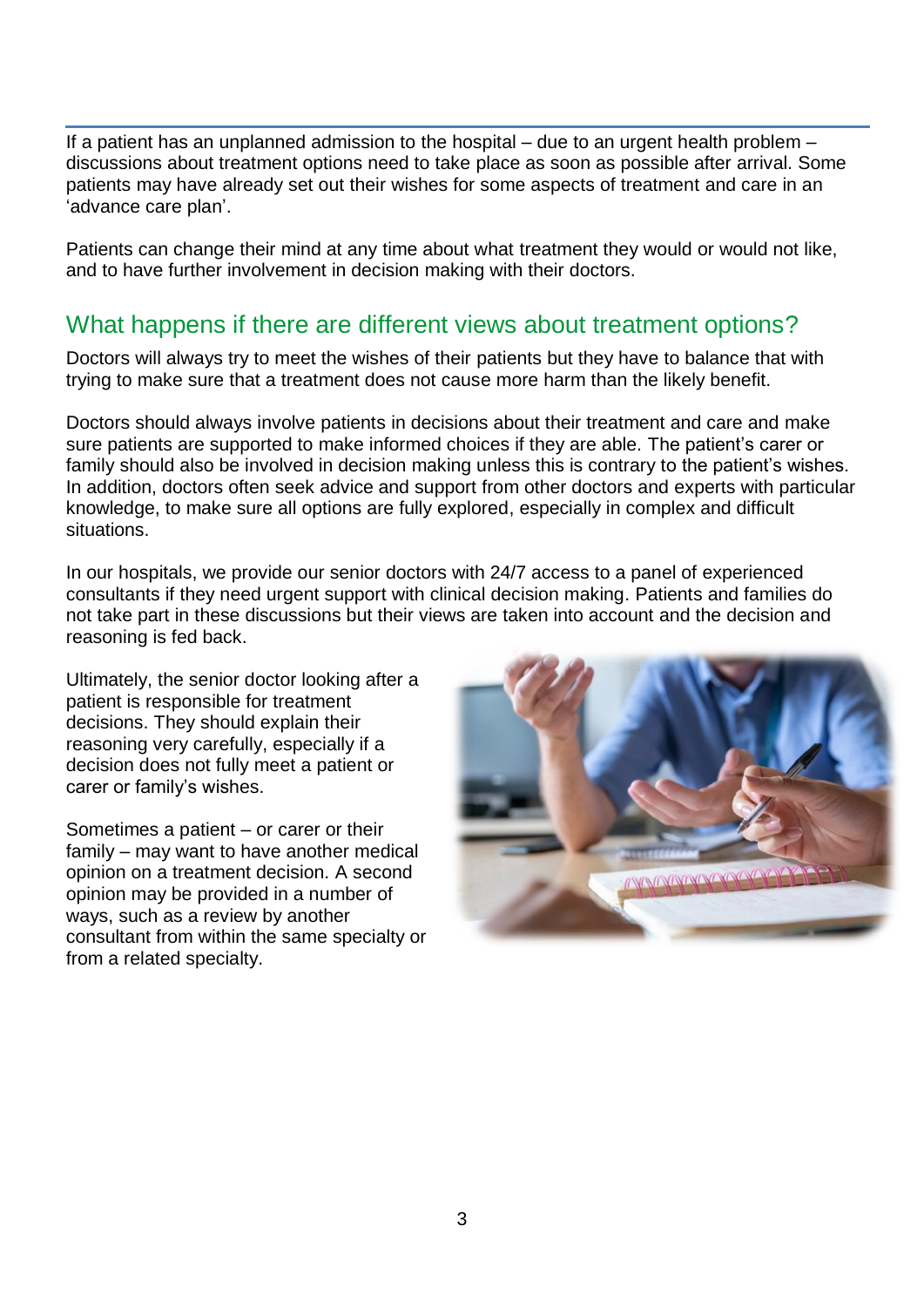If a patient has an unplanned admission to the hospital – due to an urgent health problem – discussions about treatment options need to take place as soon as possible after arrival. Some patients may have already set out their wishes for some aspects of treatment and care in an 'advance care plan'.

Patients can change their mind at any time about what treatment they would or would not like, and to have further involvement in decision making with their doctors.

## What happens if there are different views about treatment options?

Doctors will always try to meet the wishes of their patients but they have to balance that with trying to make sure that a treatment does not cause more harm than the likely benefit.

Doctors should always involve patients in decisions about their treatment and care and make sure patients are supported to make informed choices if they are able. The patient's carer or family should also be involved in decision making unless this is contrary to the patient's wishes. In addition, doctors often seek advice and support from other doctors and experts with particular knowledge, to make sure all options are fully explored, especially in complex and difficult situations.

In our hospitals, we provide our senior doctors with 24/7 access to a panel of experienced consultants if they need urgent support with clinical decision making. Patients and families do not take part in these discussions but their views are taken into account and the decision and reasoning is fed back.

Ultimately, the senior doctor looking after a patient is responsible for treatment decisions. They should explain their reasoning very carefully, especially if a decision does not fully meet a patient or carer or family's wishes.

Sometimes a patient – or carer or their family – may want to have another medical opinion on a treatment decision. A second opinion may be provided in a number of ways, such as a review by another consultant from within the same specialty or from a related specialty.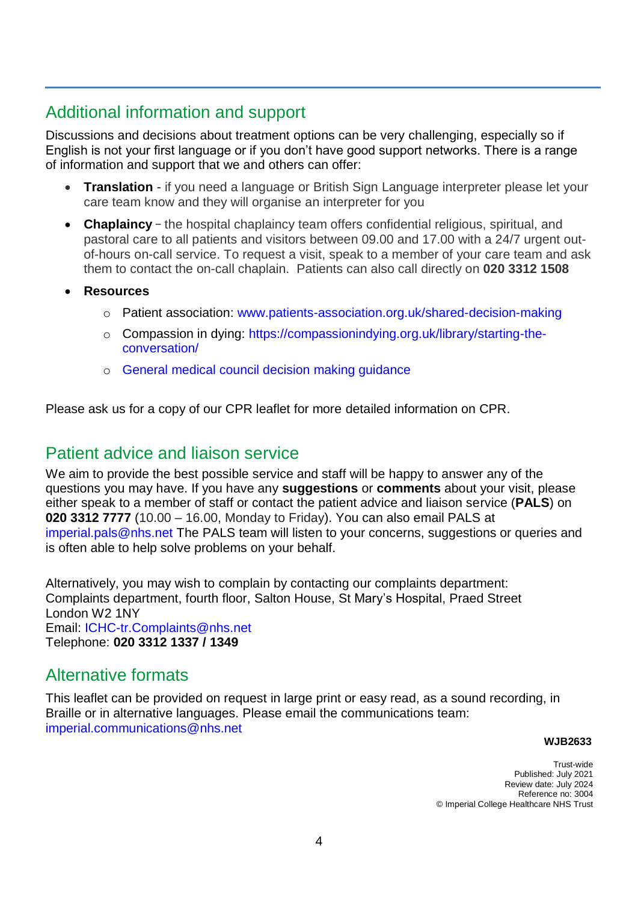## Additional information and support

Discussions and decisions about treatment options can be very challenging, especially so if English is not your first language or if you don't have good support networks. There is a range of information and support that we and others can offer:

- **Translation** - if you need a language or British Sign Language interpreter please let your care team know and they will organise an interpreter for you
- **Chaplaincy** – the hospital chaplaincy team offers confidential religious, spiritual, and pastoral care to all patients and visitors between 09.00 and 17.00 with a 24/7 urgent out-of-hours on-call service. To request a visit, speak to a member of your care team and ask them to contact the on-call chaplain. Patients can also call directly on **020 3312 1508**
- **Resources**
  - Patient association: www.patients-association.org.uk/shared-decision-making
  - Compassion in dying: https://compassionindying.org.uk/library/starting-the-conversation/
  - General medical council decision making guidance

Please ask us for a copy of our CPR leaflet for more detailed information on CPR.

## Patient advice and liaison service

We aim to provide the best possible service and staff will be happy to answer any of the questions you may have. If you have any **suggestions** or **comments** about your visit, please either speak to a member of staff or contact the patient advice and liaison service (**PALS**) on **020 3312 7777** (10.00 – 16.00, Monday to Friday). You can also email PALS at imperial.pals@nhs.net The PALS team will listen to your concerns, suggestions or queries and is often able to help solve problems on your behalf.

Alternatively, you may wish to complain by contacting our complaints department:
Complaints department, fourth floor, Salton House, St Mary's Hospital, Praed Street
London W2 1NY
Email: ICHC-tr.Complaints@nhs.net
Telephone: **020 3312 1337 / 1349**

## Alternative formats

This leaflet can be provided on request in large print or easy read, as a sound recording, in Braille or in alternative languages. Please email the communications team: imperial.communications@nhs.net

**WJB2633**

Trust-wide
Published: July 2021
Review date: July 2024
Reference no: 3004
© Imperial College Healthcare NHS Trust